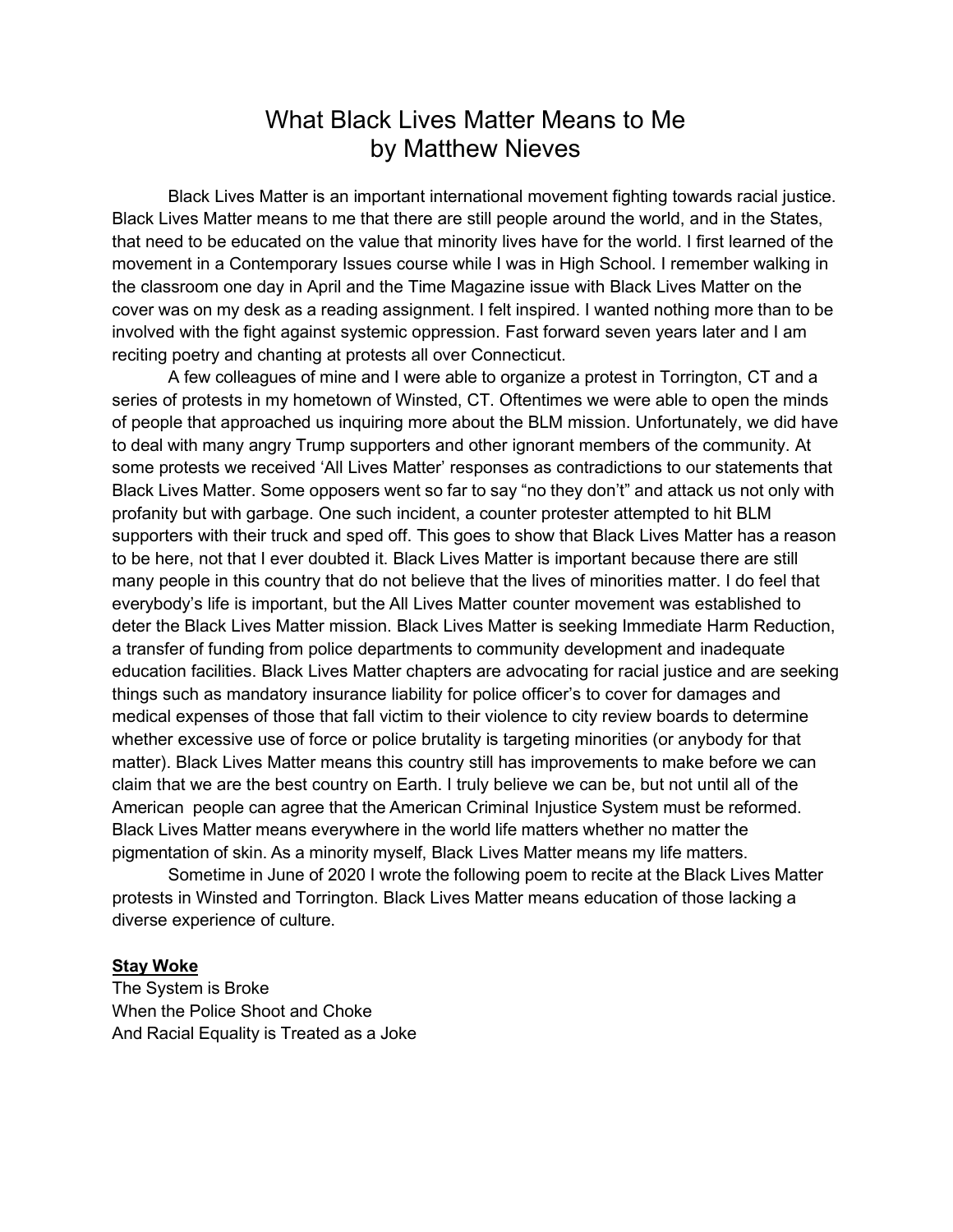# What Black Lives Matter Means to Me
## by Matthew Nieves

Black Lives Matter is an important international movement fighting towards racial justice. Black Lives Matter means to me that there are still people around the world, and in the States, that need to be educated on the value that minority lives have for the world. I first learned of the movement in a Contemporary Issues course while I was in High School. I remember walking in the classroom one day in April and the Time Magazine issue with Black Lives Matter on the cover was on my desk as a reading assignment. I felt inspired. I wanted nothing more than to be involved with the fight against systemic oppression. Fast forward seven years later and I am reciting poetry and chanting at protests all over Connecticut.

A few colleagues of mine and I were able to organize a protest in Torrington, CT and a series of protests in my hometown of Winsted, CT. Oftentimes we were able to open the minds of people that approached us inquiring more about the BLM mission. Unfortunately, we did have to deal with many angry Trump supporters and other ignorant members of the community. At some protests we received 'All Lives Matter' responses as contradictions to our statements that Black Lives Matter. Some opposers went so far to say "no they don't" and attack us not only with profanity but with garbage. One such incident, a counter protester attempted to hit BLM supporters with their truck and sped off. This goes to show that Black Lives Matter has a reason to be here, not that I ever doubted it. Black Lives Matter is important because there are still many people in this country that do not believe that the lives of minorities matter. I do feel that everybody's life is important, but the All Lives Matter counter movement was established to deter the Black Lives Matter mission. Black Lives Matter is seeking Immediate Harm Reduction, a transfer of funding from police departments to community development and inadequate education facilities. Black Lives Matter chapters are advocating for racial justice and are seeking things such as mandatory insurance liability for police officer's to cover for damages and medical expenses of those that fall victim to their violence to city review boards to determine whether excessive use of force or police brutality is targeting minorities (or anybody for that matter). Black Lives Matter means this country still has improvements to make before we can claim that we are the best country on Earth. I truly believe we can be, but not until all of the American people can agree that the American Criminal Injustice System must be reformed. Black Lives Matter means everywhere in the world life matters whether no matter the pigmentation of skin. As a minority myself, Black Lives Matter means my life matters.

Sometime in June of 2020 I wrote the following poem to recite at the Black Lives Matter protests in Winsted and Torrington. Black Lives Matter means education of those lacking a diverse experience of culture.

**Stay Woke**

The System is Broke
When the Police Shoot and Choke
And Racial Equality is Treated as a Joke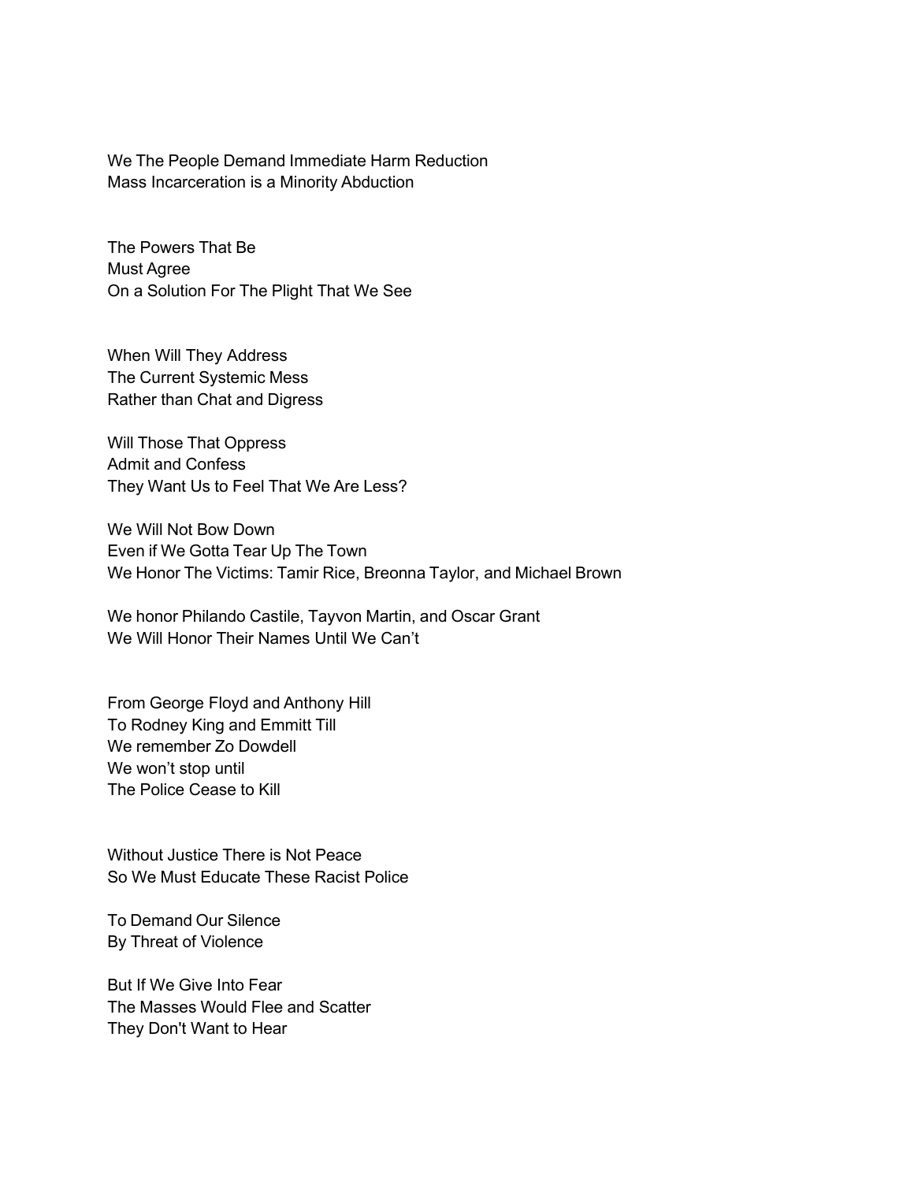We The People Demand Immediate Harm Reduction  
Mass Incarceration is a Minority Abduction

The Powers That Be  
Must Agree  
On a Solution For The Plight That We See

When Will They Address  
The Current Systemic Mess  
Rather than Chat and Digress

Will Those That Oppress  
Admit and Confess  
They Want Us to Feel That We Are Less?

We Will Not Bow Down  
Even if We Gotta Tear Up The Town  
We Honor The Victims: Tamir Rice, Breonna Taylor, and Michael Brown

We honor Philando Castile, Tayvon Martin, and Oscar Grant  
We Will Honor Their Names Until We Can't

From George Floyd and Anthony Hill  
To Rodney King and Emmitt Till  
We remember Zo Dowdell  
We won't stop until  
The Police Cease to Kill

Without Justice There is Not Peace  
So We Must Educate These Racist Police

To Demand Our Silence  
By Threat of Violence

But If We Give Into Fear  
The Masses Would Flee and Scatter  
They Don't Want to Hear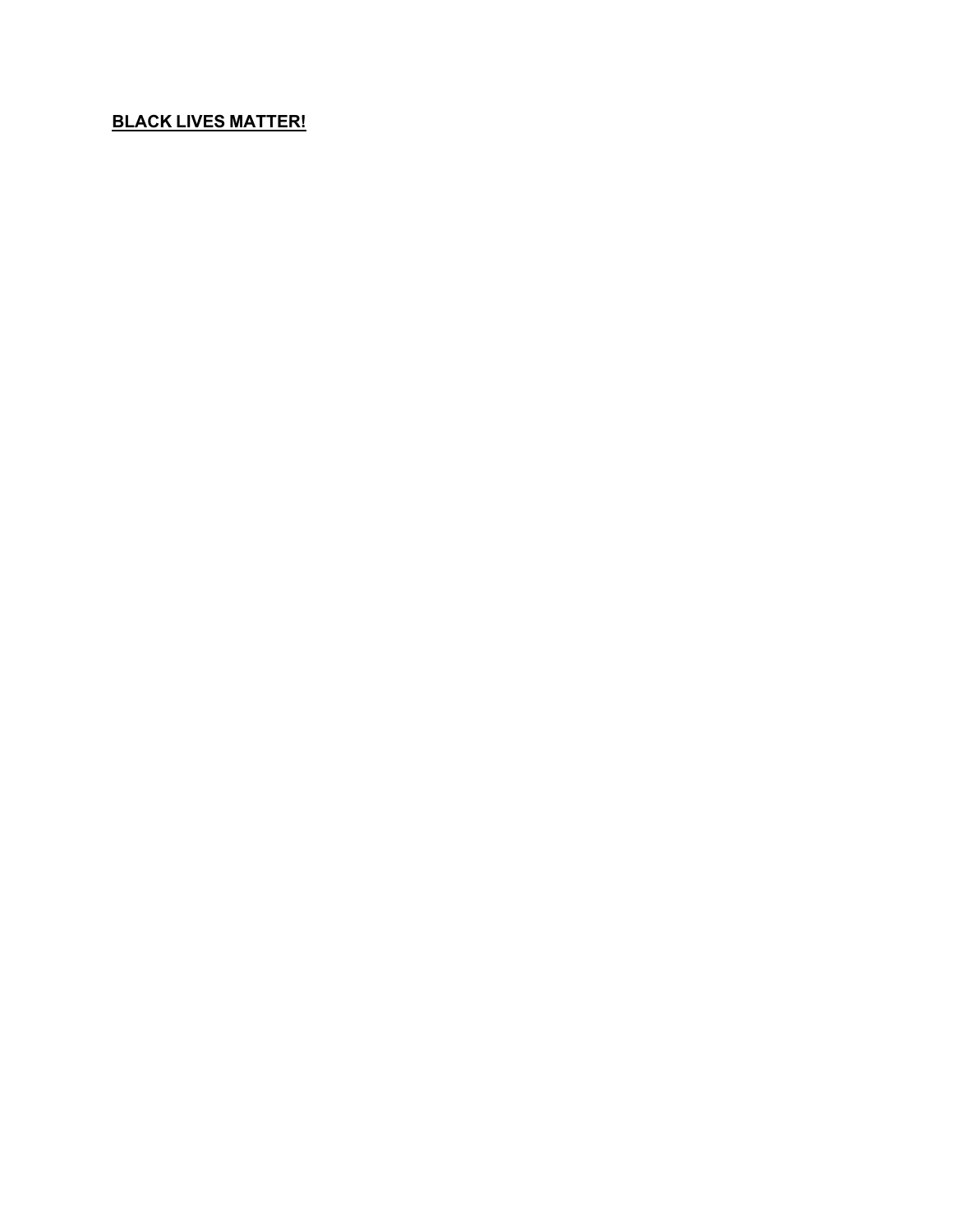**BLACK LIVES MATTER!**